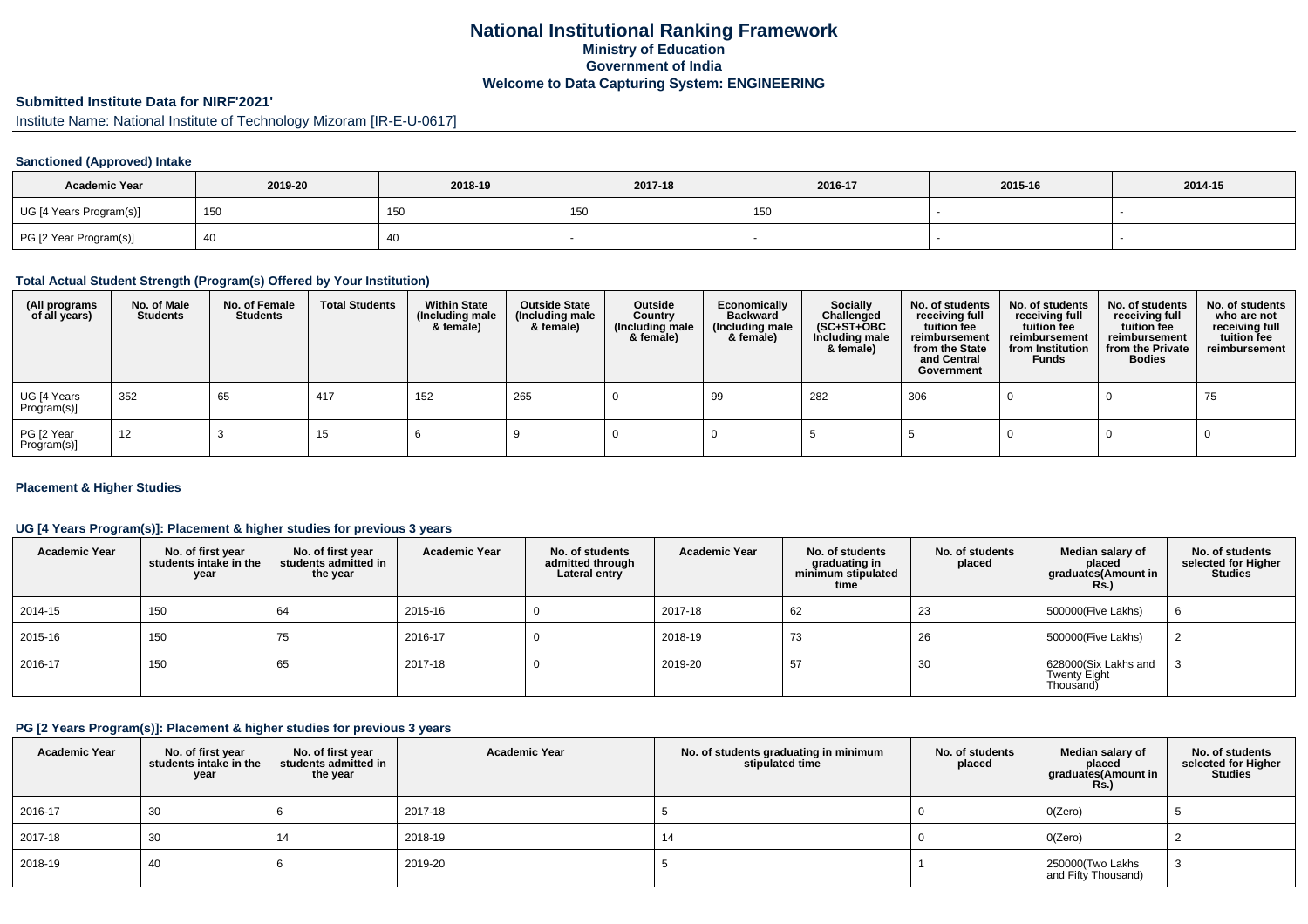# National Institutional Ranking Framework
## Ministry of Education
## Government of India
## Welcome to Data Capturing System: ENGINEERING

### Submitted Institute Data for NIRF'2021'

Institute Name: National Institute of Technology Mizoram [IR-E-U-0617]

#### Sanctioned (Approved) Intake

| Academic Year | 2019-20 | 2018-19 | 2017-18 | 2016-17 | 2015-16 | 2014-15 |
|---|---|---|---|---|---|---|
| UG [4 Years Program(s)] | 150 | 150 | 150 | 150 | - | - |
| PG [2 Year Program(s)] | 40 | 40 | - | - | - | - |

#### Total Actual Student Strength (Program(s) Offered by Your Institution)

| (All programs of all years) | No. of Male Students | No. of Female Students | Total Students | Within State (Including male & female) | Outside State (Including male & female) | Outside Country (Including male & female) | Economically Backward (Including male & female) | Socially Challenged (SC+ST+OBC Including male & female) | No. of students receiving full tuition fee reimbursement from the State and Central Government | No. of students receiving full tuition fee reimbursement from Institution Funds | No. of students receiving full tuition fee reimbursement from the Private Bodies | No. of students who are not receiving full tuition fee reimbursement |
|---|---|---|---|---|---|---|---|---|---|---|---|---|
| UG [4 Years Program(s)] | 352 | 65 | 417 | 152 | 265 | 0 | 99 | 282 | 306 | 0 | 0 | 75 |
| PG [2 Year Program(s)] | 12 | 3 | 15 | 6 | 9 | 0 | 0 | 5 | 5 | 0 | 0 | 0 |

#### Placement & Higher Studies

#### UG [4 Years Program(s)]: Placement & higher studies for previous 3 years

| Academic Year | No. of first year students intake in the year | No. of first year students admitted in the year | Academic Year | No. of students admitted through Lateral entry | Academic Year | No. of students graduating in minimum stipulated time | No. of students placed | Median salary of placed graduates(Amount in Rs.) | No. of students selected for Higher Studies |
|---|---|---|---|---|---|---|---|---|---|
| 2014-15 | 150 | 64 | 2015-16 | 0 | 2017-18 | 62 | 23 | 500000(Five Lakhs) | 6 |
| 2015-16 | 150 | 75 | 2016-17 | 0 | 2018-19 | 73 | 26 | 500000(Five Lakhs) | 2 |
| 2016-17 | 150 | 65 | 2017-18 | 0 | 2019-20 | 57 | 30 | 628000(Six Lakhs and Twenty Eight Thousand) | 3 |

#### PG [2 Years Program(s)]: Placement & higher studies for previous 3 years

| Academic Year | No. of first year students intake in the year | No. of first year students admitted in the year | Academic Year | No. of students graduating in minimum stipulated time | No. of students placed | Median salary of placed graduates(Amount in Rs.) | No. of students selected for Higher Studies |
|---|---|---|---|---|---|---|---|
| 2016-17 | 30 | 6 | 2017-18 | 5 | 0 | 0(Zero) | 5 |
| 2017-18 | 30 | 14 | 2018-19 | 14 | 0 | 0(Zero) | 2 |
| 2018-19 | 40 | 6 | 2019-20 | 5 | 1 | 250000(Two Lakhs and Fifty Thousand) | 3 |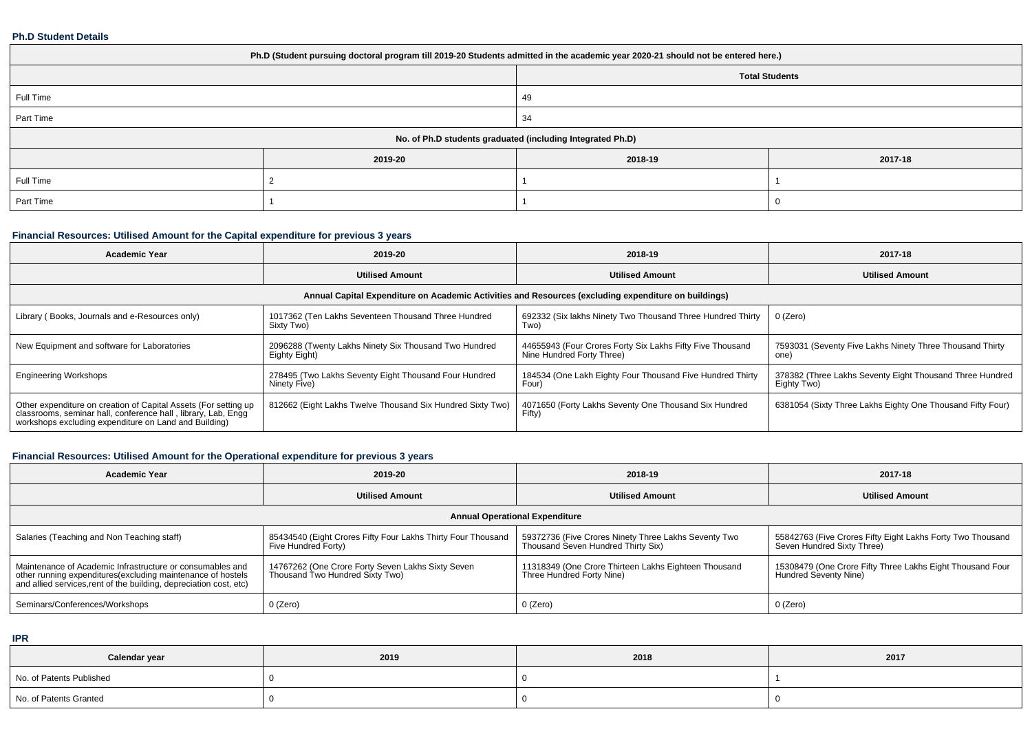#### Ph.D Student Details

| Ph.D (Student pursuing doctoral program till 2019-20 Students admitted in the academic year 2020-21 should not be entered here.) | | | |
|---|---|---|---|
| | Total Students | | |
| Full Time | 49 | | |
| Part Time | 34 | | |
| No. of Ph.D students graduated (including Integrated Ph.D) | | | |
| | 2019-20 | 2018-19 | 2017-18 |
| Full Time | 2 | 1 | 1 |
| Part Time | 1 | 1 | 0 |

#### Financial Resources: Utilised Amount for the Capital expenditure for previous 3 years

| Academic Year | 2019-20 | 2018-19 | 2017-18 |
|---|---|---|---|
| | Utilised Amount | Utilised Amount | Utilised Amount |
| Annual Capital Expenditure on Academic Activities and Resources (excluding expenditure on buildings) | | | |
| Library ( Books, Journals and e-Resources only) | 1017362 (Ten Lakhs Seventeen Thousand Three Hundred Sixty Two) | 692332 (Six lakhs Ninety Two Thousand Three Hundred Thirty Two) | 0 (Zero) |
| New Equipment and software for Laboratories | 2096288 (Twenty Lakhs Ninety Six Thousand Two Hundred Eighty Eight) | 44655943 (Four Crores Forty Six Lakhs Fifty Five Thousand Nine Hundred Forty Three) | 7593031 (Seventy Five Lakhs Ninety Three Thousand Thirty one) |
| Engineering Workshops | 278495 (Two Lakhs Seventy Eight Thousand Four Hundred Ninety Five) | 184534 (One Lakh Eighty Four Thousand Five Hundred Thirty Four) | 378382 (Three Lakhs Seventy Eight Thousand Three Hundred Eighty Two) |
| Other expenditure on creation of Capital Assets (For setting up classrooms, seminar hall, conference hall , library, Lab, Engg workshops excluding expenditure on Land and Building) | 812662 (Eight Lakhs Twelve Thousand Six Hundred Sixty Two) | 4071650 (Forty Lakhs Seventy One Thousand Six Hundred Fifty) | 6381054 (Sixty Three Lakhs Eighty One Thousand Fifty Four) |

#### Financial Resources: Utilised Amount for the Operational expenditure for previous 3 years

| Academic Year | 2019-20 | 2018-19 | 2017-18 |
|---|---|---|---|
| | Utilised Amount | Utilised Amount | Utilised Amount |
| Annual Operational Expenditure | | | |
| Salaries (Teaching and Non Teaching staff) | 85434540 (Eight Crores Fifty Four Lakhs Thirty Four Thousand Five Hundred Forty) | 59372736 (Five Crores Ninety Three Lakhs Seventy Two Thousand Seven Hundred Thirty Six) | 55842763 (Five Crores Fifty Eight Lakhs Forty Two Thousand Seven Hundred Sixty Three) |
| Maintenance of Academic Infrastructure or consumables and other running expenditures(excluding maintenance of hostels and allied services,rent of the building, depreciation cost, etc) | 14767262 (One Crore Forty Seven Lakhs Sixty Seven Thousand Two Hundred Sixty Two) | 11318349 (One Crore Thirteen Lakhs Eighteen Thousand Three Hundred Forty Nine) | 15308479 (One Crore Fifty Three Lakhs Eight Thousand Four Hundred Seventy Nine) |
| Seminars/Conferences/Workshops | 0 (Zero) | 0 (Zero) | 0 (Zero) |

#### IPR

| Calendar year | 2019 | 2018 | 2017 |
|---|---|---|---|
| No. of Patents Published | 0 | 0 | 1 |
| No. of Patents Granted | 0 | 0 | 0 |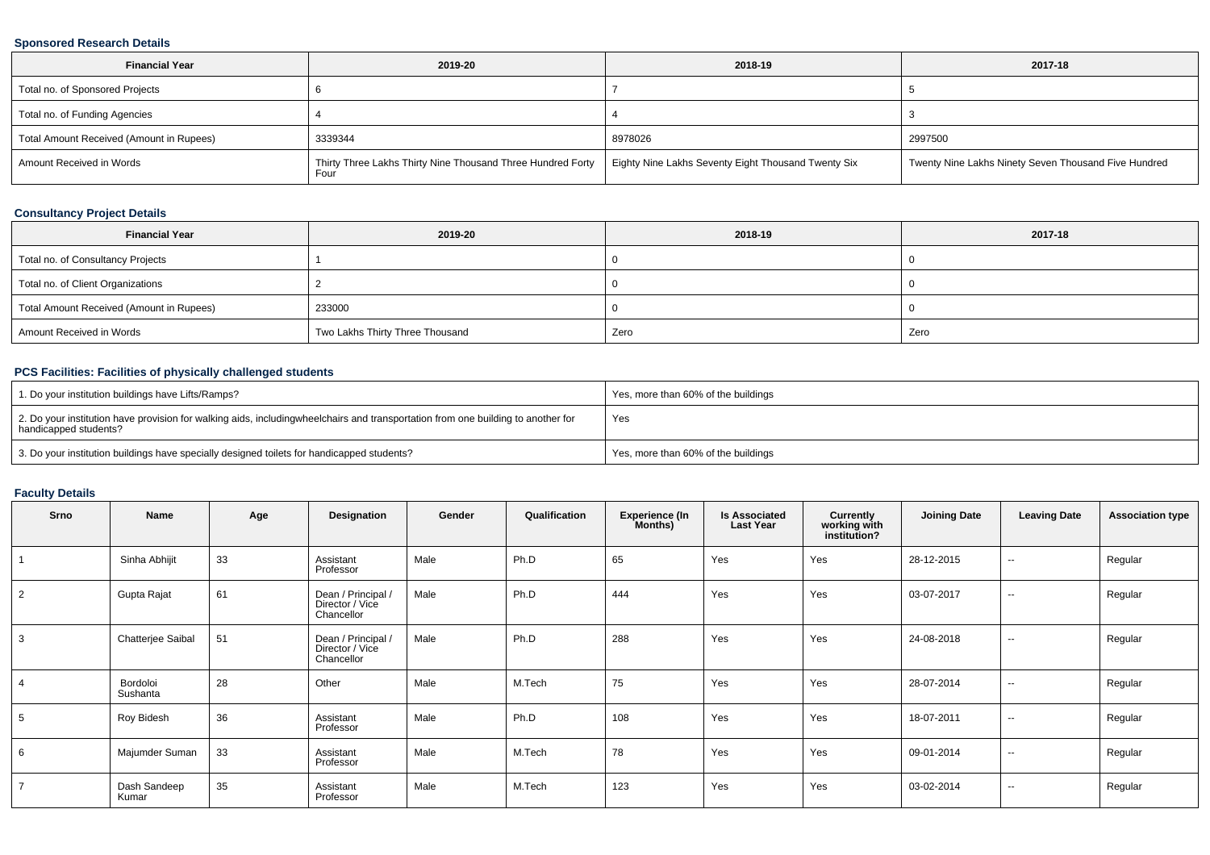### Sponsored Research Details

| Financial Year | 2019-20 | 2018-19 | 2017-18 |
| --- | --- | --- | --- |
| Total no. of Sponsored Projects | 6 | 7 | 5 |
| Total no. of Funding Agencies | 4 | 4 | 3 |
| Total Amount Received (Amount in Rupees) | 3339344 | 8978026 | 2997500 |
| Amount Received in Words | Thirty Three Lakhs Thirty Nine Thousand Three Hundred Forty Four | Eighty Nine Lakhs Seventy Eight Thousand Twenty Six | Twenty Nine Lakhs Ninety Seven Thousand Five Hundred |

### Consultancy Project Details

| Financial Year | 2019-20 | 2018-19 | 2017-18 |
| --- | --- | --- | --- |
| Total no. of Consultancy Projects | 1 | 0 | 0 |
| Total no. of Client Organizations | 2 | 0 | 0 |
| Total Amount Received (Amount in Rupees) | 233000 | 0 | 0 |
| Amount Received in Words | Two Lakhs Thirty Three Thousand | Zero | Zero |

### PCS Facilities: Facilities of physically challenged students

| | |
| --- | --- |
| 1. Do your institution buildings have Lifts/Ramps? | Yes, more than 60% of the buildings |
| 2. Do your institution have provision for walking aids, includingwheelchairs and transportation from one building to another for handicapped students? | Yes |
| 3. Do your institution buildings have specially designed toilets for handicapped students? | Yes, more than 60% of the buildings |

### Faculty Details

| Srno | Name | Age | Designation | Gender | Qualification | Experience (In Months) | Is Associated Last Year | Currently working with institution? | Joining Date | Leaving Date | Association type |
| --- | --- | --- | --- | --- | --- | --- | --- | --- | --- | --- | --- |
| 1 | Sinha Abhijit | 33 | Assistant Professor | Male | Ph.D | 65 | Yes | Yes | 28-12-2015 | -- | Regular |
| 2 | Gupta Rajat | 61 | Dean / Principal / Director / Vice Chancellor | Male | Ph.D | 444 | Yes | Yes | 03-07-2017 | -- | Regular |
| 3 | Chatterjee Saibal | 51 | Dean / Principal / Director / Vice Chancellor | Male | Ph.D | 288 | Yes | Yes | 24-08-2018 | -- | Regular |
| 4 | Bordoloi Sushanta | 28 | Other | Male | M.Tech | 75 | Yes | Yes | 28-07-2014 | -- | Regular |
| 5 | Roy Bidesh | 36 | Assistant Professor | Male | Ph.D | 108 | Yes | Yes | 18-07-2011 | -- | Regular |
| 6 | Majumder Suman | 33 | Assistant Professor | Male | M.Tech | 78 | Yes | Yes | 09-01-2014 | -- | Regular |
| 7 | Dash Sandeep Kumar | 35 | Assistant Professor | Male | M.Tech | 123 | Yes | Yes | 03-02-2014 | -- | Regular |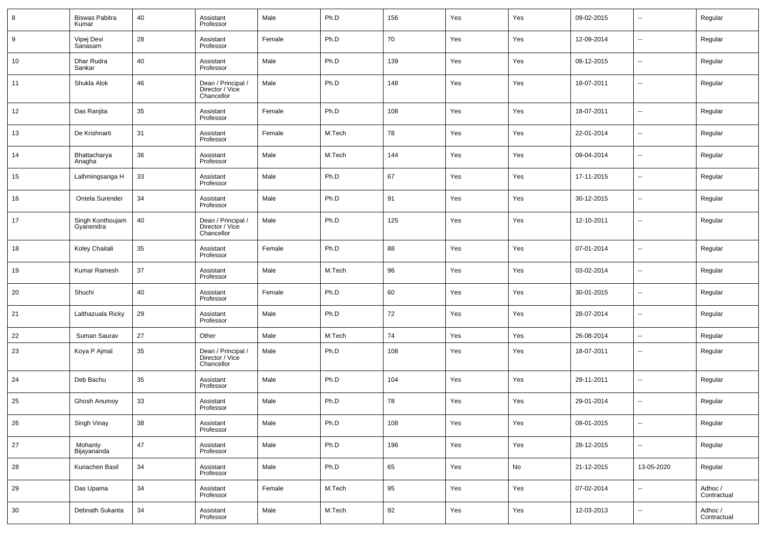| 8 | Biswas Pabitra Kumar | 40 | Assistant Professor | Male | Ph.D | 156 | Yes | Yes | 09-02-2015 | -- | Regular |
|---|---|---|---|---|---|---|---|---|---|---|---|
| 9 | Vipej Devi Sanasam | 28 | Assistant Professor | Female | Ph.D | 70 | Yes | Yes | 12-09-2014 | -- | Regular |
| 10 | Dhar Rudra Sankar | 40 | Assistant Professor | Male | Ph.D | 139 | Yes | Yes | 08-12-2015 | -- | Regular |
| 11 | Shukla Alok | 46 | Dean / Principal / Director / Vice Chancellor | Male | Ph.D | 148 | Yes | Yes | 18-07-2011 | -- | Regular |
| 12 | Das Ranjita | 35 | Assistant Professor | Female | Ph.D | 108 | Yes | Yes | 18-07-2011 | -- | Regular |
| 13 | De Krishnarti | 31 | Assistant Professor | Female | M.Tech | 78 | Yes | Yes | 22-01-2014 | -- | Regular |
| 14 | Bhattacharya Anagha | 36 | Assistant Professor | Male | M.Tech | 144 | Yes | Yes | 09-04-2014 | -- | Regular |
| 15 | Lalhmingsanga H | 33 | Assistant Professor | Male | Ph.D | 67 | Yes | Yes | 17-11-2015 | -- | Regular |
| 16 | Ontela Surender | 34 | Assistant Professor | Male | Ph.D | 91 | Yes | Yes | 30-12-2015 | -- | Regular |
| 17 | Singh Konthoujam Gyanendra | 40 | Dean / Principal / Director / Vice Chancellor | Male | Ph.D | 125 | Yes | Yes | 12-10-2011 | -- | Regular |
| 18 | Koley Chaitali | 35 | Assistant Professor | Female | Ph.D | 88 | Yes | Yes | 07-01-2014 | -- | Regular |
| 19 | Kumar Ramesh | 37 | Assistant Professor | Male | M.Tech | 96 | Yes | Yes | 03-02-2014 | -- | Regular |
| 20 | Shuchi | 40 | Assistant Professor | Female | Ph.D | 60 | Yes | Yes | 30-01-2015 | -- | Regular |
| 21 | Lalthazuala Ricky | 29 | Assistant Professor | Male | Ph.D | 72 | Yes | Yes | 28-07-2014 | -- | Regular |
| 22 | Suman Saurav | 27 | Other | Male | M.Tech | 74 | Yes | Yes | 26-08-2014 | -- | Regular |
| 23 | Koya P Ajmal | 35 | Dean / Principal / Director / Vice Chancellor | Male | Ph.D | 108 | Yes | Yes | 18-07-2011 | -- | Regular |
| 24 | Deb Bachu | 35 | Assistant Professor | Male | Ph.D | 104 | Yes | Yes | 29-11-2011 | -- | Regular |
| 25 | Ghosh Anumoy | 33 | Assistant Professor | Male | Ph.D | 78 | Yes | Yes | 29-01-2014 | -- | Regular |
| 26 | Singh Vinay | 38 | Assistant Professor | Male | Ph.D | 108 | Yes | Yes | 09-01-2015 | -- | Regular |
| 27 | Mohanty Bijayananda | 47 | Assistant Professor | Male | Ph.D | 196 | Yes | Yes | 28-12-2015 | -- | Regular |
| 28 | Kuriachen Basil | 34 | Assistant Professor | Male | Ph.D | 65 | Yes | No | 21-12-2015 | 13-05-2020 | Regular |
| 29 | Das Upama | 34 | Assistant Professor | Female | M.Tech | 95 | Yes | Yes | 07-02-2014 | -- | Adhoc / Contractual |
| 30 | Debnath Sukanta | 34 | Assistant Professor | Male | M.Tech | 92 | Yes | Yes | 12-03-2013 | -- | Adhoc / Contractual |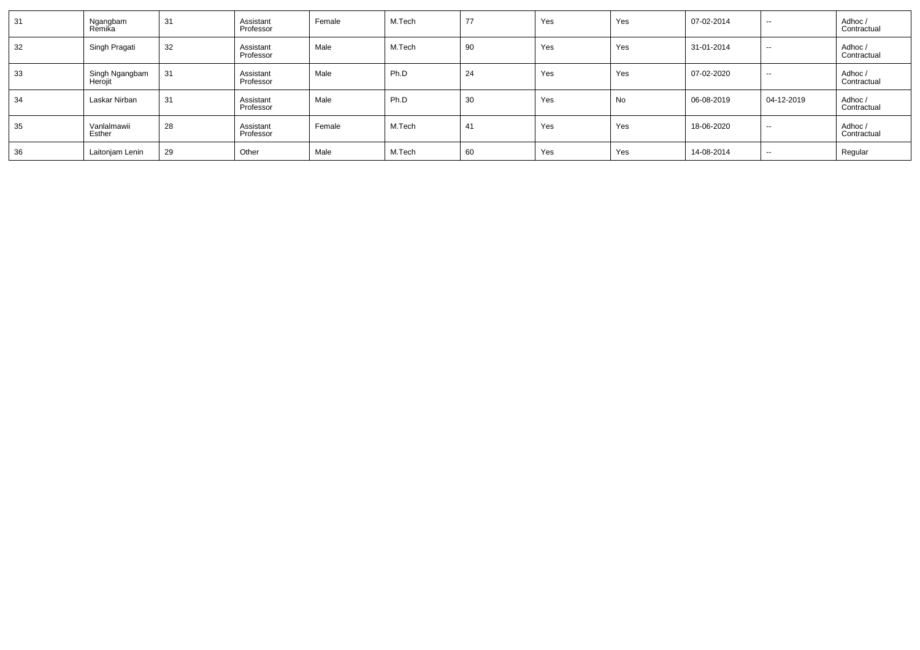| | | | | | | | | | | | |
|---|---|---|---|---|---|---|---|---|---|---|---|
| 31 | Ngangbam Remika | 31 | Assistant Professor | Female | M.Tech | 77 | Yes | Yes | 07-02-2014 | -- | Adhoc / Contractual |
| 32 | Singh Pragati | 32 | Assistant Professor | Male | M.Tech | 90 | Yes | Yes | 31-01-2014 | -- | Adhoc / Contractual |
| 33 | Singh Ngangbam Herojit | 31 | Assistant Professor | Male | Ph.D | 24 | Yes | Yes | 07-02-2020 | -- | Adhoc / Contractual |
| 34 | Laskar Nirban | 31 | Assistant Professor | Male | Ph.D | 30 | Yes | No | 06-08-2019 | 04-12-2019 | Adhoc / Contractual |
| 35 | Vanlalmawii Esther | 28 | Assistant Professor | Female | M.Tech | 41 | Yes | Yes | 18-06-2020 | -- | Adhoc / Contractual |
| 36 | Laitonjam Lenin | 29 | Other | Male | M.Tech | 60 | Yes | Yes | 14-08-2014 | -- | Regular |